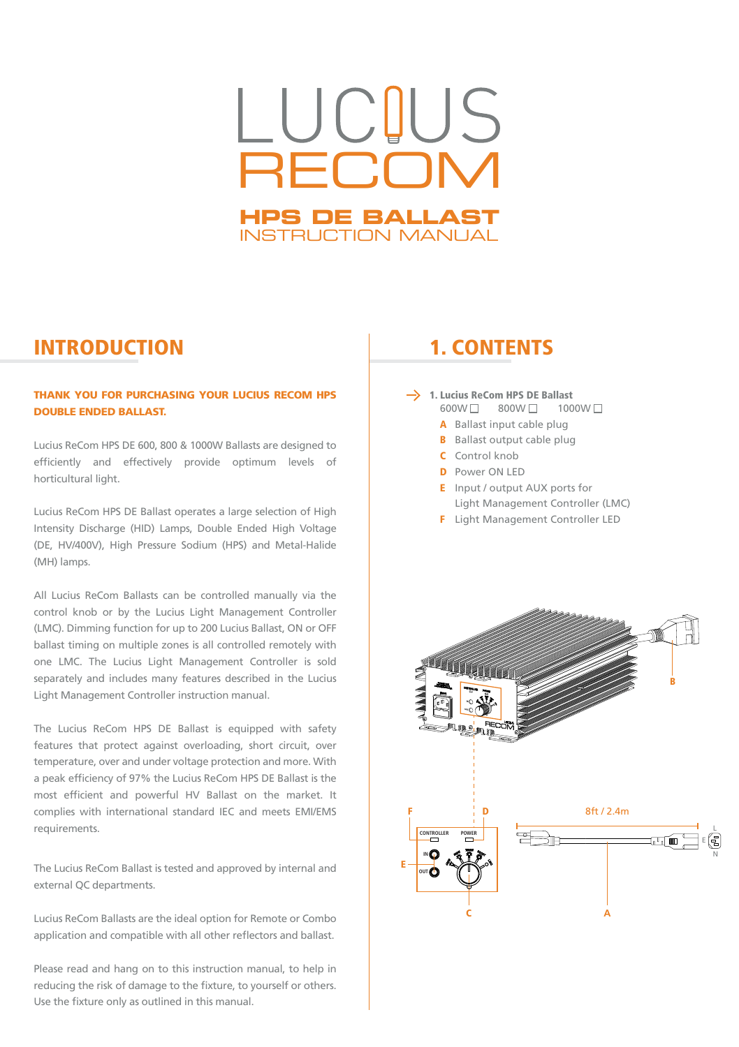# LUCIUS RECOM

## HPS DE BALLAST

INSTRUCTION MANUAL

## INTRODUCTION

**THANK YOU FOR PURCHASING YOUR LUCIUS RECOM HPS DOUBLE ENDED BALLAST.**

Lucius ReCom HPS DE 600, 800 & 1000W Ballasts are designed to efficiently and effectively provide optimum levels of horticultural light.

Lucius ReCom HPS DE Ballast operates a large selection of High Intensity Discharge (HID) Lamps, Double Ended High Voltage (DE, HV/400V), High Pressure Sodium (HPS) and Metal-Halide (MH) lamps.

All Lucius ReCom Ballasts can be controlled manually via the control knob or by the Lucius Light Management Controller (LMC). Dimming function for up to 200 Lucius Ballast, ON or OFF ballast timing on multiple zones is all controlled remotely with one LMC. The Lucius Light Management Controller is sold separately and includes many features described in the Lucius Light Management Controller instruction manual.

The Lucius ReCom HPS DE Ballast is equipped with safety features that protect against overloading, short circuit, over temperature, over and under voltage protection and more. With a peak efficiency of 97% the Lucius ReCom HPS DE Ballast is the most efficient and powerful HV Ballast on the market. It complies with international standard IEC and meets EMI/EMS requirements.

The Lucius ReCom Ballast is tested and approved by internal and external QC departments.

Lucius ReCom Ballasts are the ideal option for Remote or Combo application and compatible with all other reflectors and ballast.

Please read and hang on to this instruction manual, to help in reducing the risk of damage to the fixture, to yourself or others. Use the fixture only as outlined in this manual.

## 1. CONTENTS

→ **1. Lucius ReCom HPS DE Ballast**
600W ☐ 800W ☐ 1000W ☐

- **A** Ballast input cable plug
- **B** Ballast output cable plug
- **C** Control knob
- **D** Power ON LED
- **E** Input / output AUX ports for Light Management Controller (LMC)
- **F** Light Management Controller LED

8ft / 2.4m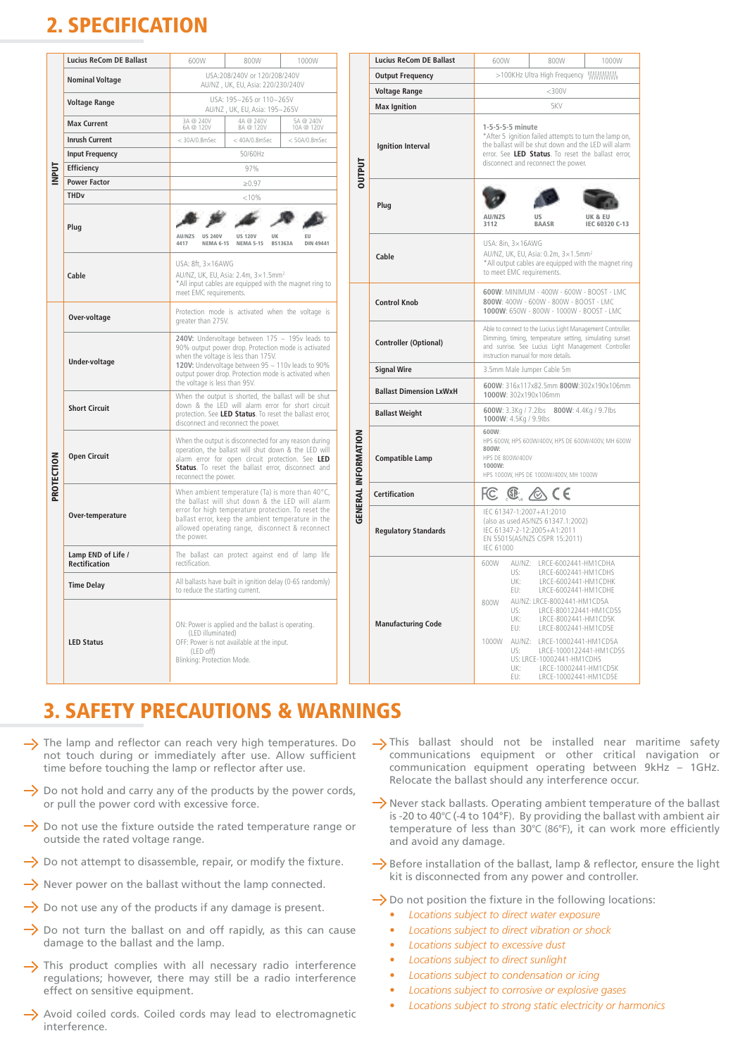## 2. SPECIFICATION

| | Lucius ReCom DE Ballast | 600W | 800W | 1000W |
|---|---|---|---|---|
| INPUT | Nominal Voltage | USA:208/240V or 120/208/240V AU/NZ , UK, EU, Asia: 220/230/240V | | |
| | Voltage Range | USA: 195~265 or 110~265V AU/NZ , UK, EU, Asia: 195~265V | | |
| | Max Current | 3A @ 240V 6A @ 120V | 4A @ 240V 8A @ 120V | 5A @ 240V 10A @ 120V |
| | Inrush Current | < 30A/0.8mSec | < 40A/0.8mSec | < 50A/0.8mSec |
| | Input Frequency | 50/60Hz | | |
| | Efficiency | 97% | | |
| | Power Factor | ≥0.97 | | |
| | THDv | <10% | | |
| | Plug | AU/NZS 4417; US 240V NEMA 6-15; US 120V NEMA 5-15; UK BS1363A; EU DIN 49441 | | |
| | Cable | USA: 8ft, 3×16AWG AU/NZ, UK, EU, Asia: 2.4m, 3×1.5mm² *All input cables are equipped with the magnet ring to meet EMC requirements. | | |
| PROTECTION | Over-voltage | Protection mode is activated when the voltage is greater than 275V. | | |
| | Under-voltage | **240V:** Undervoltage between 175 ~ 195v leads to 90% output power drop. Protection mode is activated when the voltage is less than 175V. **120V:** Undervoltage between 95 ~ 110v leads to 90% output power drop. Protection mode is activated when the voltage is less than 95V. | | |
| | Short Circuit | When the output is shorted, the ballast will be shut down & the LED will alarm error for short circuit protection. See **LED Status**. To reset the ballast error, disconnect and reconnect the power. | | |
| | Open Circuit | When the output is disconnected for any reason during operation, the ballast will shut down & the LED will alarm error for open circuit protection. See **LED Status**. To reset the ballast error, disconnect and reconnect the power. | | |
| | Over-temperature | When ambient temperature (Ta) is more than 40°C, the ballast will shut down & the LED will alarm error for high temperature protection. To reset the ballast error, keep the ambient temperature in the allowed operating range, disconnect & reconnect the power. | | |
| | Lamp END of Life / Rectification | The ballast can protect against end of lamp life rectification. | | |
| | Time Delay | All ballasts have built in ignition delay (0-6S randomly) to reduce the starting current. | | |
| | LED Status | ON: Power is applied and the ballast is operating. (LED illuminated) OFF: Power is not available at the input. (LED off) Blinking: Protection Mode. | | |

| | Lucius ReCom DE Ballast | 600W | 800W | 1000W |
|---|---|---|---|---|
| OUTPUT | Output Frequency | >100KHz Ultra High Frequency | | |
| | Voltage Range | <300V | | |
| | Max Ignition | 5KV | | |
| | Ignition Interval | **1-5-5-5-5 minute** *After 5 ignition failed attempts to turn the lamp on, the ballast will be shut down and the LED will alarm error. See **LED Status**. To reset the ballast error, disconnect and reconnect the power. | | |
| | Plug | AU/NZS 3112; US BAASR; UK & EU IEC 60320 C-13 | | |
| | Cable | USA: 8in, 3×16AWG AU/NZ, UK, EU, Asia: 0.2m, 3×1.5mm² *All output cables are equipped with the magnet ring to meet EMC requirements. | | |
| GENERAL INFORMATION | Control Knob | **600W:** MINIMUM - 400W - 600W - BOOST - LMC **800W:** 400W - 600W - 800W - BOOST - LMC **1000W:** 650W - 800W - 1000W - BOOST - LMC | | |
| | Controller (Optional) | Able to connect to the Lucius Light Management Controller. Dimming, timing, temperature setting, simulating sunset and sunrise. See Lucius Light Management Controller instruction manual for more details. | | |
| | Signal Wire | 3.5mm Male Jumper Cable 5m | | |
| | Ballast Dimension LxWxH | **600W:** 316x117x82.5mm **800W:**302x190x106mm **1000W:** 302x190x106mm | | |
| | Ballast Weight | **600W:** 3.3Kg / 7.2lbs **800W:** 4.4Kg / 9.7lbs **1000W:** 4.5Kg / 9.9lbs | | |
| | Compatible Lamp | **600W:** HPS 600W, HPS 600W/400V, HPS DE 600W/400V, MH 600W **800W:** HPS DE 800W/400V **1000W:** HPS 1000W, HPS DE 1000W/400V, MH 1000W | | |
| | Certification | FC, cULus, CE | | |
| | Regulatory Standards | IEC 61347-1:2007+A1:2010 (also as used AS/NZS 61347.1:2002) IEC 61347-2-12:2005+A1:2011 EN 55015(AS/NZS CISPR 15:2011) IEC 61000 | | |
| | Manufacturing Code | 600W AU/NZ: LRCE-6002441-HM1CDHA US: LRCE-6002441-HM1CDHS UK: LRCE-6002441-HM1CDHK EU: LRCE-6002441-HM1CDHE; 800W AU/NZ: LRCE-8002441-HM1CD5A US: LRCE-800122441-HM1CD5S UK: LRCE-8002441-HM1CD5K EU: LRCE-8002441-HM1CD5E; 1000W AU/NZ: LRCE-10002441-HM1CD5A US: LRCE-1000122441-HM1CD5S US: LRCE-10002441-HM1CDHS UK: LRCE-10002441-HM1CD5K EU: LRCE-10002441-HM1CD5E | | |

## 3. SAFETY PRECAUTIONS & WARNINGS

- The lamp and reflector can reach very high temperatures. Do not touch during or immediately after use. Allow sufficient time before touching the lamp or reflector after use.
- Do not hold and carry any of the products by the power cords, or pull the power cord with excessive force.
- Do not use the fixture outside the rated temperature range or outside the rated voltage range.
- Do not attempt to disassemble, repair, or modify the fixture.
- Never power on the ballast without the lamp connected.
- Do not use any of the products if any damage is present.
- Do not turn the ballast on and off rapidly, as this can cause damage to the ballast and the lamp.
- This product complies with all necessary radio interference regulations; however, there may still be a radio interference effect on sensitive equipment.
- Avoid coiled cords. Coiled cords may lead to electromagnetic interference.
- This ballast should not be installed near maritime safety communications equipment or other critical navigation or communication equipment operating between 9kHz – 1GHz. Relocate the ballast should any interference occur.
- Never stack ballasts. Operating ambient temperature of the ballast is -20 to 40°C (-4 to 104°F). By providing the ballast with ambient air temperature of less than 30°C (86°F), it can work more efficiently and avoid any damage.
- Before installation of the ballast, lamp & reflector, ensure the light kit is disconnected from any power and controller.
- Do not position the fixture in the following locations:
  - *Locations subject to direct water exposure*
  - *Locations subject to direct vibration or shock*
  - *Locations subject to excessive dust*
  - *Locations subject to direct sunlight*
  - *Locations subject to condensation or icing*
  - *Locations subject to corrosive or explosive gases*
  - *Locations subject to strong static electricity or harmonics*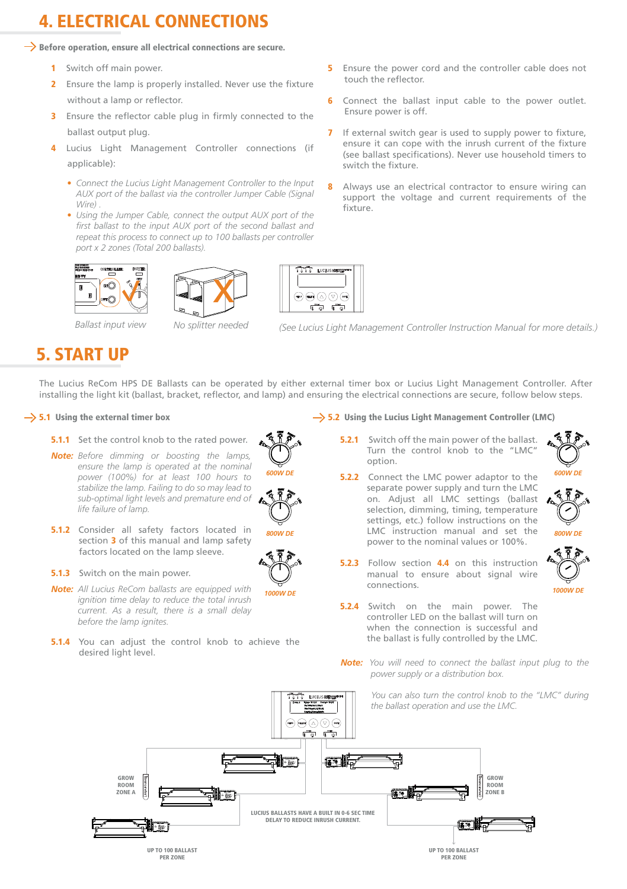# 4. ELECTRICAL CONNECTIONS

**Before operation, ensure all electrical connections are secure.**

1. Switch off main power.
2. Ensure the lamp is properly installed. Never use the fixture without a lamp or reflector.
3. Ensure the reflector cable plug in firmly connected to the ballast output plug.
4. Lucius Light Management Controller connections (if applicable):
   - *Connect the Lucius Light Management Controller to the Input AUX port of the ballast via the controller Jumper Cable (Signal Wire) .*
   - *Using the Jumper Cable, connect the output AUX port of the first ballast to the input AUX port of the second ballast and repeat this process to connect up to 100 ballasts per controller port x 2 zones (Total 200 ballasts).*
5. Ensure the power cord and the controller cable does not touch the reflector.
6. Connect the ballast input cable to the power outlet. Ensure power is off.
7. If external switch gear is used to supply power to fixture, ensure it can cope with the inrush current of the fixture (see ballast specifications). Never use household timers to switch the fixture.
8. Always use an electrical contractor to ensure wiring can support the voltage and current requirements of the fixture.

*Ballast input view*

*No splitter needed*

*(See Lucius Light Management Controller Instruction Manual for more details.)*

# 5. START UP

The Lucius ReCom HPS DE Ballasts can be operated by either external timer box or Lucius Light Management Controller. After installing the light kit (ballast, bracket, reflector, and lamp) and ensuring the electrical connections are secure, follow below steps.

## 5.1 Using the external timer box

**5.1.1** Set the control knob to the rated power.

**Note:** *Before dimming or boosting the lamps, ensure the lamp is operated at the nominal power (100%) for at least 100 hours to stabilize the lamp. Failing to do so may lead to sub-optimal light levels and premature end of life failure of lamp.*

**5.1.2** Consider all safety factors located in section **3** of this manual and lamp safety factors located on the lamp sleeve.

**5.1.3** Switch on the main power.

**Note:** *All Lucius ReCom ballasts are equipped with ignition time delay to reduce the total inrush current. As a result, there is a small delay before the lamp ignites.*

**5.1.4** You can adjust the control knob to achieve the desired light level.

*600W DE*

*800W DE*

*1000W DE*

## 5.2 Using the Lucius Light Management Controller (LMC)

**5.2.1** Switch off the main power of the ballast. Turn the control knob to the "LMC" option.

**5.2.2** Connect the LMC power adaptor to the separate power supply and turn the LMC on. Adjust all LMC settings (ballast selection, dimming, timing, temperature settings, etc.) follow instructions on the LMC instruction manual and set the power to the nominal values or 100%.

**5.2.3** Follow section **4.4** on this instruction manual to ensure about signal wire connections.

**5.2.4** Switch on the main power. The controller LED on the ballast will turn on when the connection is successful and the ballast is fully controlled by the LMC.

*600W DE*

*800W DE*

*1000W DE*

**Note:** *You will need to connect the ballast input plug to the power supply or a distribution box.*

*You can also turn the control knob to the "LMC" during the ballast operation and use the LMC.*

GROW ROOM ZONE A

GROW ROOM ZONE B

LUCIUS BALLASTS HAVE A BUILT IN 0-6 SEC TIME DELAY TO REDUCE INRUSH CURRENT.

UP TO 100 BALLAST PER ZONE

UP TO 100 BALLAST PER ZONE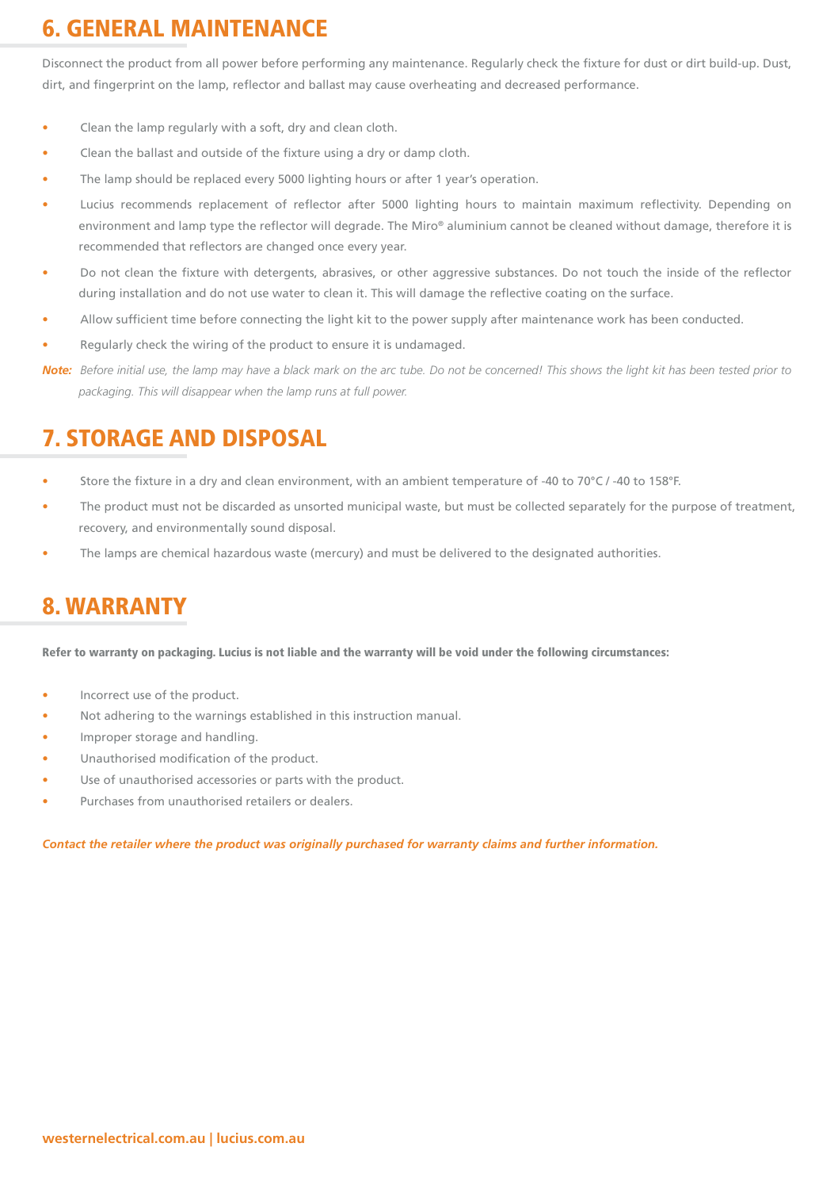## 6. GENERAL MAINTENANCE

Disconnect the product from all power before performing any maintenance. Regularly check the fixture for dust or dirt build-up. Dust, dirt, and fingerprint on the lamp, reflector and ballast may cause overheating and decreased performance.

- Clean the lamp regularly with a soft, dry and clean cloth.
- Clean the ballast and outside of the fixture using a dry or damp cloth.
- The lamp should be replaced every 5000 lighting hours or after 1 year's operation.
- Lucius recommends replacement of reflector after 5000 lighting hours to maintain maximum reflectivity. Depending on environment and lamp type the reflector will degrade. The Miro® aluminium cannot be cleaned without damage, therefore it is recommended that reflectors are changed once every year.
- Do not clean the fixture with detergents, abrasives, or other aggressive substances. Do not touch the inside of the reflector during installation and do not use water to clean it. This will damage the reflective coating on the surface.
- Allow sufficient time before connecting the light kit to the power supply after maintenance work has been conducted.
- Regularly check the wiring of the product to ensure it is undamaged.

***Note:*** *Before initial use, the lamp may have a black mark on the arc tube. Do not be concerned! This shows the light kit has been tested prior to packaging. This will disappear when the lamp runs at full power.*

## 7. STORAGE AND DISPOSAL

- Store the fixture in a dry and clean environment, with an ambient temperature of -40 to 70°C / -40 to 158°F.
- The product must not be discarded as unsorted municipal waste, but must be collected separately for the purpose of treatment, recovery, and environmentally sound disposal.
- The lamps are chemical hazardous waste (mercury) and must be delivered to the designated authorities.

## 8. WARRANTY

**Refer to warranty on packaging. Lucius is not liable and the warranty will be void under the following circumstances:**

- Incorrect use of the product.
- Not adhering to the warnings established in this instruction manual.
- Improper storage and handling.
- Unauthorised modification of the product.
- Use of unauthorised accessories or parts with the product.
- Purchases from unauthorised retailers or dealers.

***Contact the retailer where the product was originally purchased for warranty claims and further information.***

**westernelectrical.com.au | lucius.com.au**